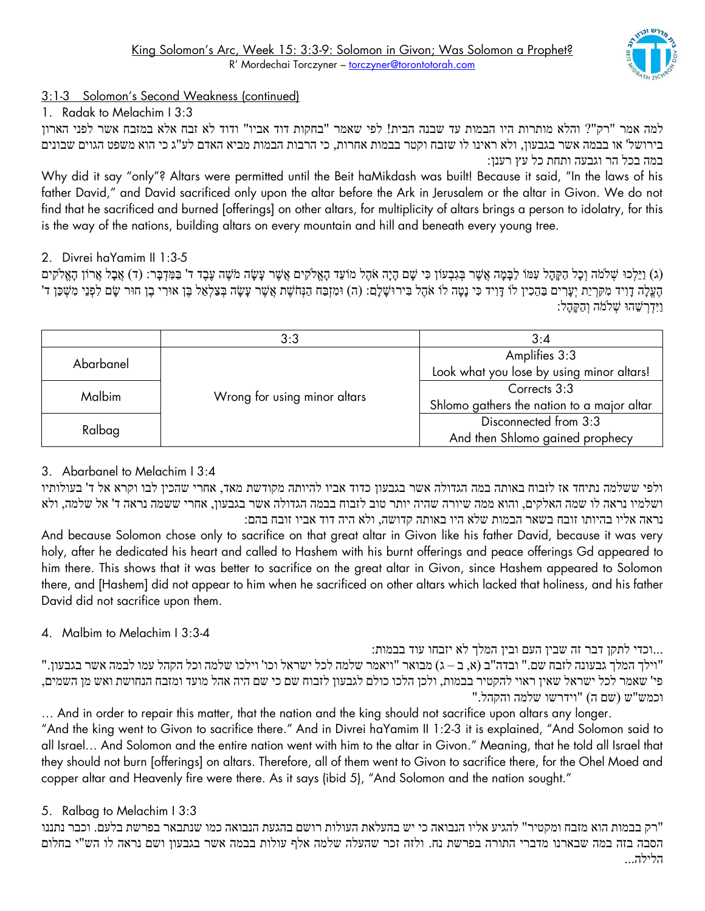King Solomon's Arc, Week 15: 3:3-9: Solomon in Givon; Was Solomon a Prophet?

R' Mordechai Torczyner – torczyner@torontotorah.com

## 3:1-3 Solomon's Second Weakness (continued)

1. Radak to Melachim I 3:3

למה אמר "רק"? והלא מותרות היו הבמות עד שבנה הבית! לפי שאמר "בחקות דוד אביו" ודוד לא זבח אלא במזבח אשר לפני הארון בירושל' או בבמה אשר בגבעון, ולא ראינו לו שזבח וקטר בבמות אחרות, כי הרבות הבמות מביא האדם לע"ג כי הוא משפט הגוים שבונים במה בכל הר וגבעה ותחת כל עץ רענן:

Why did it say "only"? Altars were permitted until the Beit haMikdash was built! Because it said, "In the laws of his father David," and David sacrificed only upon the altar before the Ark in Jerusalem or the altar in Givon. We do not find that he sacrificed and burned [offerings] on other altars, for multiplicity of altars brings a person to idolatry, for this is the way of the nations, building altars on every mountain and hill and beneath every young tree.

2. Divrei haYamim II 1:3-5

(ג) וַיֵּלְכוּ שְׁלֹמֹה וְכָל הַקָּהָל עִמּוֹ לַבָּמָה אֲשֶׁר בְּגִבְעוֹן כִּי שָׁם הָיָה אֹהֶל מוֹעֵד הָאֱלֹקִים אֲשֶׁר עָשָׂה מֹשֶׁה עֶבֶד ד' בַּמִּדְבָּר: (ד) אֲבָל אֲרוֹן הָאֱלֹקִים הֶעֱלָה דָוִיד מִקִּרְיַת יְעָרִים בַּהֵכִין לוֹ דָּוִיד כִּי נָטָה לוֹ אֹהֶל בִּירוּשָׁלָם: (ה) וּמִזְבַּח הַנְּחֹשֶׁת אֲשֶׁר עָשָׂה בְּצַלְאֵל בֶּן אוּרִי בֶן חוּר שָׂם לִפְנֵי מִשְׁכַּן ד' וַיִּדְרְשֵׁהוּ שְׁלֹמֹה וְהַקָּהָל:

| | 3:3 | 3:4 |
|---|---|---|
| Abarbanel | Wrong for using minor altars | Amplifies 3:3<br>Look what you lose by using minor altars! |
| Malbim | Wrong for using minor altars | Corrects 3:3<br>Shlomo gathers the nation to a major altar |
| Ralbag | Wrong for using minor altars | Disconnected from 3:3<br>And then Shlomo gained prophecy |

3. Abarbanel to Melachim I 3:4

ולפי ששלמה נתיחד אז לזבוח באותה במה הגדולה אשר בגבעון כדוד אביו להיותה מקודשת מאד, אחרי שהכין לבו וקרא אל ד' בעולותיו ושלמיו נראה לו שמה האלקים, והוא ממה שיורה שהיה יותר טוב לזבוח בבמה הגדולה אשר בגבעון, אחרי ששמה נראה ד' אל שלמה, ולא נראה אליו בהיותו זובח בשאר הבמות שלא היו באותה קדושה, ולא היה דוד אביו זובח בהם:

And because Solomon chose only to sacrifice on that great altar in Givon like his father David, because it was very holy, after he dedicated his heart and called to Hashem with his burnt offerings and peace offerings G-d appeared to him there. This shows that it was better to sacrifice on the great altar in Givon, since Hashem appeared to Solomon there, and [Hashem] did not appear to him when he sacrificed on other altars which lacked that holiness, and his father David did not sacrifice upon them.

4. Malbim to Melachim I 3:3-4

...וכדי לתקן דבר זה שבין העם ובין המלך לא יזבחו עוד בבמות:

"וילך המלך גבעונה לזבח שם." ובדה"ב (א, ב – ג) מבואר "ויאמר שלמה לכל ישראל וכו' וילכו שלמה וכל הקהל עמו לבמה אשר בגבעון." פי' שאמר לכל ישראל שאין ראוי להקטיר בבמות, ולכן הלכו כולם לגבעון לזבוח שם כי שם היה אהל מועד ומזבח הנחושת ואש מן השמים, וכמש"ש (שם ה) "וידרשו שלמה והקהל."

... And in order to repair this matter, that the nation and the king should not sacrifice upon altars any longer.

"And the king went to Givon to sacrifice there." And in Divrei haYamim II 1:2-3 it is explained, "And Solomon said to all Israel... And Solomon and the entire nation went with him to the altar in Givon." Meaning, that he told all Israel that they should not burn [offerings] on altars. Therefore, all of them went to Givon to sacrifice there, for the Ohel Moed and copper altar and Heavenly fire were there. As it says (ibid 5), "And Solomon and the nation sought."

5. Ralbag to Melachim I 3:3

"רק בבמות הוא מזבח ומקטיר" להגיע אליו הנבואה כי יש בהעלאת העולות רושם בהגעת הנבואה כמו שנתבאר בפרשת בלעם. וכבר נתננו הסבה בזה במה שבארנו מדברי התורה בפרשת נח. ולזה זכר שהעלה שלמה אלף עולות בבמה אשר בגבעון ושם נראה לו הש"י בחלום הלילה...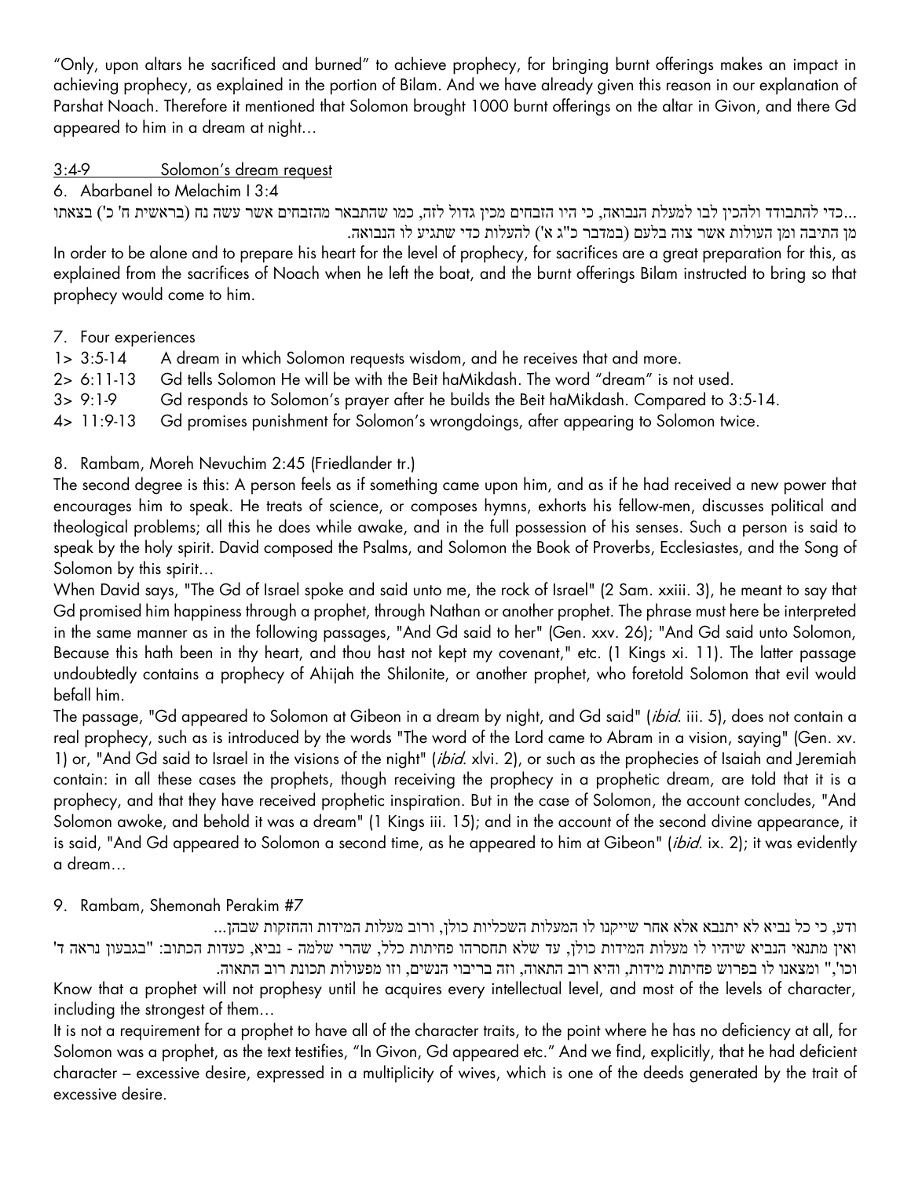"Only, upon altars he sacrificed and burned" to achieve prophecy, for bringing burnt offerings makes an impact in achieving prophecy, as explained in the portion of Bilam. And we have already given this reason in our explanation of Parshat Noach. Therefore it mentioned that Solomon brought 1000 burnt offerings on the altar in Givon, and there Gd appeared to him in a dream at night…

3:4-9 Solomon's dream request

6. Abarbanel to Melachim I 3:4

...כדי להתבודד ולהכין לבו למעלת הנבואה, כי היו הזבחים מכין גדול לזה, כמו שהתבאר מהזבחים אשר עשה נח (בראשית ח' כ') בצאתו מן התיבה ומן העולות אשר צוה בלעם (במדבר כ"ג א') להעלות כדי שתגיע לו הנבואה.

In order to be alone and to prepare his heart for the level of prophecy, for sacrifices are a great preparation for this, as explained from the sacrifices of Noach when he left the boat, and the burnt offerings Bilam instructed to bring so that prophecy would come to him.

7. Four experiences

1> 3:5-14 A dream in which Solomon requests wisdom, and he receives that and more.
2> 6:11-13 Gd tells Solomon He will be with the Beit haMikdash. The word "dream" is not used.
3> 9:1-9 Gd responds to Solomon's prayer after he builds the Beit haMikdash. Compared to 3:5-14.
4> 11:9-13 Gd promises punishment for Solomon's wrongdoings, after appearing to Solomon twice.

8. Rambam, Moreh Nevuchim 2:45 (Friedlander tr.)

The second degree is this: A person feels as if something came upon him, and as if he had received a new power that encourages him to speak. He treats of science, or composes hymns, exhorts his fellow-men, discusses political and theological problems; all this he does while awake, and in the full possession of his senses. Such a person is said to speak by the holy spirit. David composed the Psalms, and Solomon the Book of Proverbs, Ecclesiastes, and the Song of Solomon by this spirit…

When David says, "The Gd of Israel spoke and said unto me, the rock of Israel" (2 Sam. xxiii. 3), he meant to say that Gd promised him happiness through a prophet, through Nathan or another prophet. The phrase must here be interpreted in the same manner as in the following passages, "And Gd said to her" (Gen. xxv. 26); "And Gd said unto Solomon, Because this hath been in thy heart, and thou hast not kept my covenant," etc. (1 Kings xi. 11). The latter passage undoubtedly contains a prophecy of Ahijah the Shilonite, or another prophet, who foretold Solomon that evil would befall him.

The passage, "Gd appeared to Solomon at Gibeon in a dream by night, and Gd said" (*ibid*. iii. 5), does not contain a real prophecy, such as is introduced by the words "The word of the Lord came to Abram in a vision, saying" (Gen. xv. 1) or, "And Gd said to Israel in the visions of the night" (*ibid*. xlvi. 2), or such as the prophecies of Isaiah and Jeremiah contain: in all these cases the prophets, though receiving the prophecy in a prophetic dream, are told that it is a prophecy, and that they have received prophetic inspiration. But in the case of Solomon, the account concludes, "And Solomon awoke, and behold it was a dream" (1 Kings iii. 15); and in the account of the second divine appearance, it is said, "And Gd appeared to Solomon a second time, as he appeared to him at Gibeon" (*ibid*. ix. 2); it was evidently a dream…

9. Rambam, Shemonah Perakim #7

ודע, כי כל נביא לא יתנבא אלא אחר שייקנו לו המעלות השכליות כולן, ורוב מעלות המידות והחזקות שבהן...

ואין מתנאי הנביא שיהיו לו מעלות המידות כולן, עד שלא תחסרהו פחיתות כלל, שהרי שלמה - נביא, כעדות הכתוב: "בגבעון נראה ד' וכו'," ומצאנו לו בפרוש פחיתות מידות, והיא רוב התאוה, וזה בריבוי הנשים, וזו מפעולות תכונת רוב התאוה.

Know that a prophet will not prophesy until he acquires every intellectual level, and most of the levels of character, including the strongest of them…

It is not a requirement for a prophet to have all of the character traits, to the point where he has no deficiency at all, for Solomon was a prophet, as the text testifies, "In Givon, Gd appeared etc." And we find, explicitly, that he had deficient character – excessive desire, expressed in a multiplicity of wives, which is one of the deeds generated by the trait of excessive desire.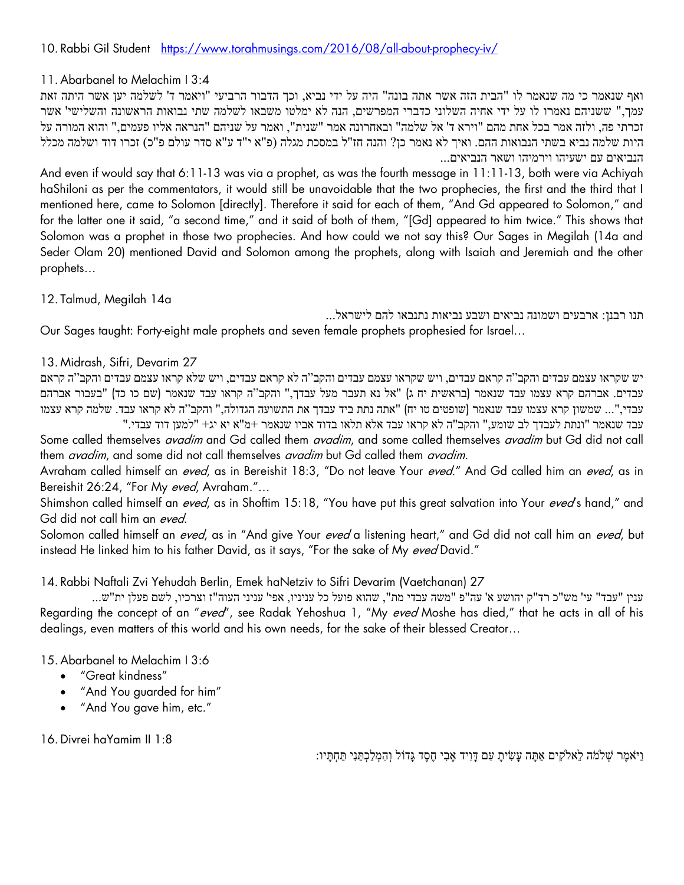10. Rabbi Gil Student https://www.torahmusings.com/2016/08/all-about-prophecy-iv/

11. Abarbanel to Melachim I 3:4

ואף שנאמר כי מה שנאמר לו "הבית הזה אשר אתה בונה" היה על ידי נביא, וכך הדבור הרביעי "ויאמר ד' לשלמה יען אשר היתה זאת עמך," ששניהם נאמרו לו על ידי אחיה השלוני כדברי המפרשים, הנה לא ימלטו משבאו לשלמה שתי נבואות הראשונה והשלישי' אשר זכרתי פה, ולזה אמר בכל אחת מהם "וירא ד' אל שלמה" ובאחרונה אמר "שנית", ואמר על שניהם "הנראה אליו פעמים," והוא המורה על היות שלמה נביא בשתי הנבואות ההם. ואיך לא נאמר כן? והנה חז"ל במסכת מגלה (פ"א י"ד ע"א סדר עולם פ"כ) זכרו דוד ושלמה מכלל הנביאים עם ישעיהו וירמיהו ושאר הנביאים...

And even if would say that 6:11-13 was via a prophet, as was the fourth message in 11:11-13, both were via Achiyah haShiloni as per the commentators, it would still be unavoidable that the two prophecies, the first and the third that I mentioned here, came to Solomon [directly]. Therefore it said for each of them, "And Gd appeared to Solomon," and for the latter one it said, "a second time," and it said of both of them, "[Gd] appeared to him twice." This shows that Solomon was a prophet in those two prophecies. And how could we not say this? Our Sages in Megilah (14a and Seder Olam 20) mentioned David and Solomon among the prophets, along with Isaiah and Jeremiah and the other prophets…

12. Talmud, Megilah 14a

תנו רבנן: ארבעים ושמונה נביאים ושבע נביאות נתנבאו להם לישראל...

Our Sages taught: Forty-eight male prophets and seven female prophets prophesied for Israel…

13. Midrash, Sifri, Devarim 27

יש שקראו עצמם עבדים והקב"ה קראם עבדים, ויש שקראו עצמם עבדים והקב"ה לא קראם עבדים, ויש שלא קראו עצמם עבדים והקב"ה קראם עבדים. אברהם קרא עצמו עבד שנאמר (בראשית יח ג) "אל נא תעבר מעל עבדך," והקב"ה קראו עבד שנאמר (שם כו כד) "בעבור אברהם עבדי,"... שמשון קרא עצמו עבד שנאמר (שופטים טו יח) "אתה נתת ביד עבדך את התשועה הגדולה," והקב"ה לא קראו עבד. שלמה קרא עצמו עבד שנאמר "ונתת לעבדך לב שומע," והקב"ה לא קראו עבד אלא תלאו בדוד אביו שנאמר +מ"א יא יג+ "למען דוד עבדי."

Some called themselves *avadim* and Gd called them *avadim*, and some called themselves *avadim* but Gd did not call them *avadim*, and some did not call themselves *avadim* but Gd called them *avadim*.

Avraham called himself an *eved*, as in Bereishit 18:3, "Do not leave Your *eved*." And Gd called him an *eved*, as in Bereishit 26:24, "For My *eved*, Avraham."…

Shimshon called himself an *eved*, as in Shoftim 15:18, "You have put this great salvation into Your *eved*'s hand," and Gd did not call him an *eved*.

Solomon called himself an *eved*, as in "And give Your *eved* a listening heart," and Gd did not call him an *eved*, but instead He linked him to his father David, as it says, "For the sake of My *eved* David."

14. Rabbi Naftali Zvi Yehudah Berlin, Emek haNetziv to Sifri Devarim (Vaetchanan) 27

ענין "עבד" עי' מש"כ רד"ק יהושע א' עה"פ "משה עבדי מת", שהוא פועל כל עניניו, אפי' עניני העוה"ז וצרכיו, לשם פעלן ית"ש...

Regarding the concept of an "*eved*", see Radak Yehoshua 1, "My *eved* Moshe has died," that he acts in all of his dealings, even matters of this world and his own needs, for the sake of their blessed Creator…

15. Abarbanel to Melachim I 3:6

- "Great kindness"
- "And You guarded for him"
- "And You gave him, etc."

16. Divrei haYamim II 1:8

וַיֹּאמֶר שְׁלֹמֹה לֵאלֹקִים אַתָּה עָשִׂיתָ עִם דָּוִיד אָבִי חֶסֶד גָּדוֹל וְהִמְלַכְתַּנִי תַּחְתָּיו: